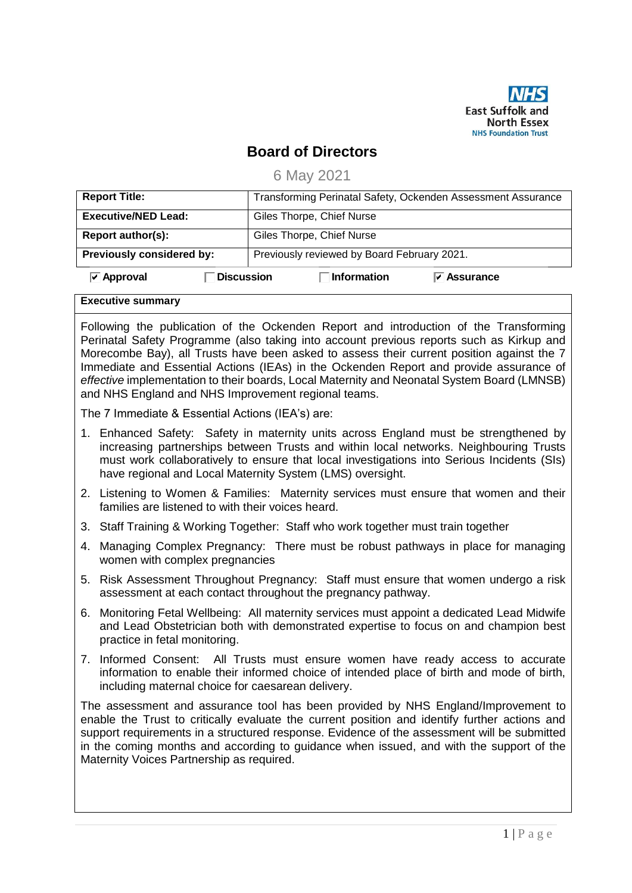NHS East Suffolk and North Essex NHS Foundation Trust

# Board of Directors

6 May 2021

| Report Title: | Transforming Perinatal Safety, Ockenden Assessment Assurance |
|---|---|
| Executive/NED Lead: | Giles Thorpe, Chief Nurse |
| Report author(s): | Giles Thorpe, Chief Nurse |
| Previously considered by: | Previously reviewed by Board February 2021. |

☑ **Approval** ☐ **Discussion** ☐ **Information** ☑ **Assurance**

**Executive summary**

Following the publication of the Ockenden Report and introduction of the Transforming Perinatal Safety Programme (also taking into account previous reports such as Kirkup and Morecombe Bay), all Trusts have been asked to assess their current position against the 7 Immediate and Essential Actions (IEAs) in the Ockenden Report and provide assurance of *effective* implementation to their boards, Local Maternity and Neonatal System Board (LMNSB) and NHS England and NHS Improvement regional teams.

The 7 Immediate & Essential Actions (IEA's) are:

1. Enhanced Safety: Safety in maternity units across England must be strengthened by increasing partnerships between Trusts and within local networks. Neighbouring Trusts must work collaboratively to ensure that local investigations into Serious Incidents (SIs) have regional and Local Maternity System (LMS) oversight.
2. Listening to Women & Families: Maternity services must ensure that women and their families are listened to with their voices heard.
3. Staff Training & Working Together: Staff who work together must train together
4. Managing Complex Pregnancy: There must be robust pathways in place for managing women with complex pregnancies
5. Risk Assessment Throughout Pregnancy: Staff must ensure that women undergo a risk assessment at each contact throughout the pregnancy pathway.
6. Monitoring Fetal Wellbeing: All maternity services must appoint a dedicated Lead Midwife and Lead Obstetrician both with demonstrated expertise to focus on and champion best practice in fetal monitoring.
7. Informed Consent: All Trusts must ensure women have ready access to accurate information to enable their informed choice of intended place of birth and mode of birth, including maternal choice for caesarean delivery.

The assessment and assurance tool has been provided by NHS England/Improvement to enable the Trust to critically evaluate the current position and identify further actions and support requirements in a structured response. Evidence of the assessment will be submitted in the coming months and according to guidance when issued, and with the support of the Maternity Voices Partnership as required.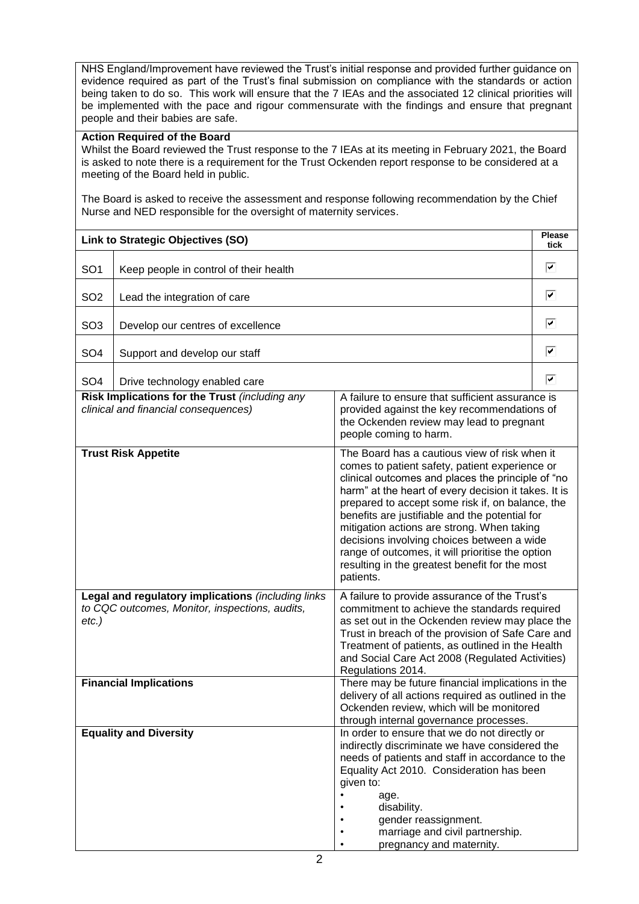NHS England/Improvement have reviewed the Trust's initial response and provided further guidance on evidence required as part of the Trust's final submission on compliance with the standards or action being taken to do so. This work will ensure that the 7 IEAs and the associated 12 clinical priorities will be implemented with the pace and rigour commensurate with the findings and ensure that pregnant people and their babies are safe.

**Action Required of the Board**

Whilst the Board reviewed the Trust response to the 7 IEAs at its meeting in February 2021, the Board is asked to note there is a requirement for the Trust Ockenden report response to be considered at a meeting of the Board held in public.

The Board is asked to receive the assessment and response following recommendation by the Chief Nurse and NED responsible for the oversight of maternity services.

| **Link to Strategic Objectives (SO)** | | **Please tick** |
|---|---|---|
| SO1 | Keep people in control of their health | ☑ |
| SO2 | Lead the integration of care | ☑ |
| SO3 | Develop our centres of excellence | ☑ |
| SO4 | Support and develop our staff | ☑ |
| SO4 | Drive technology enabled care | ☑ |

| | |
|---|---|
| **Risk Implications for the Trust** *(including any clinical and financial consequences)* | A failure to ensure that sufficient assurance is provided against the key recommendations of the Ockenden review may lead to pregnant people coming to harm. |
| **Trust Risk Appetite** | The Board has a cautious view of risk when it comes to patient safety, patient experience or clinical outcomes and places the principle of "no harm" at the heart of every decision it takes. It is prepared to accept some risk if, on balance, the benefits are justifiable and the potential for mitigation actions are strong. When taking decisions involving choices between a wide range of outcomes, it will prioritise the option resulting in the greatest benefit for the most patients. |
| **Legal and regulatory implications** *(including links to CQC outcomes, Monitor, inspections, audits, etc.)* | A failure to provide assurance of the Trust's commitment to achieve the standards required as set out in the Ockenden review may place the Trust in breach of the provision of Safe Care and Treatment of patients, as outlined in the Health and Social Care Act 2008 (Regulated Activities) Regulations 2014. |
| **Financial Implications** | There may be future financial implications in the delivery of all actions required as outlined in the Ockenden review, which will be monitored through internal governance processes. |
| **Equality and Diversity** | In order to ensure that we do not directly or indirectly discriminate we have considered the needs of patients and staff in accordance to the Equality Act 2010. Consideration has been given to:<br>• age.<br>• disability.<br>• gender reassignment.<br>• marriage and civil partnership.<br>• pregnancy and maternity. |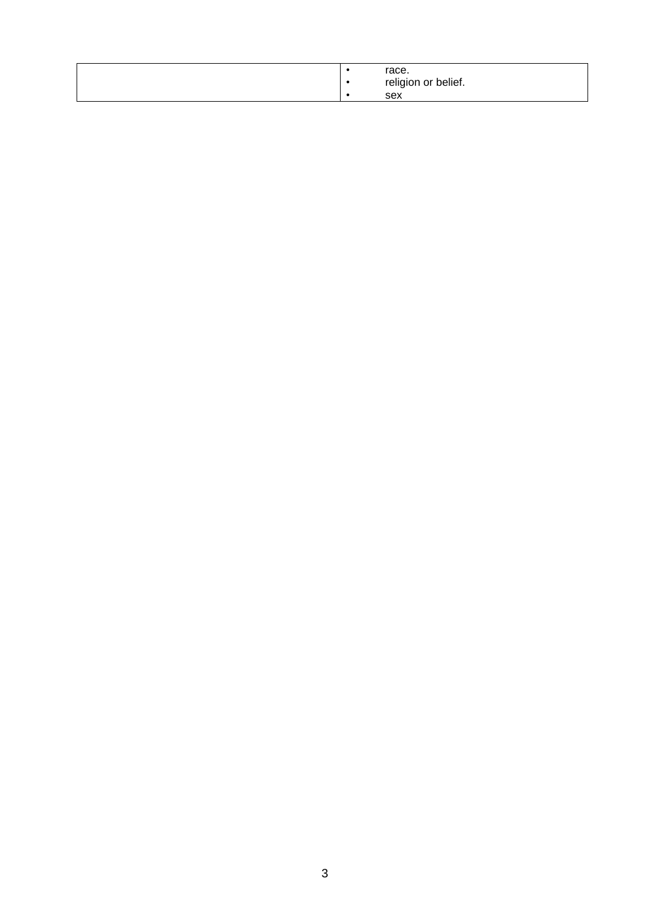| | |
|---|---|
| | • race.<br>• religion or belief.<br>• sex |